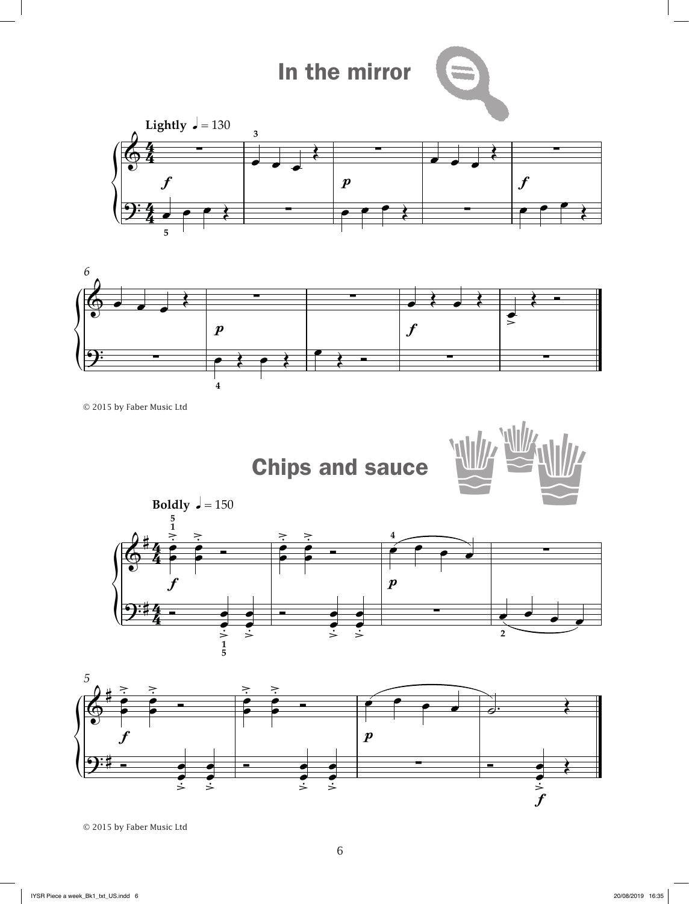## In the mirror

**Lightly** ♩ = 130

© 2015 by Faber Music Ltd

## Chips and sauce

**Boldly** ♩ = 150

© 2015 by Faber Music Ltd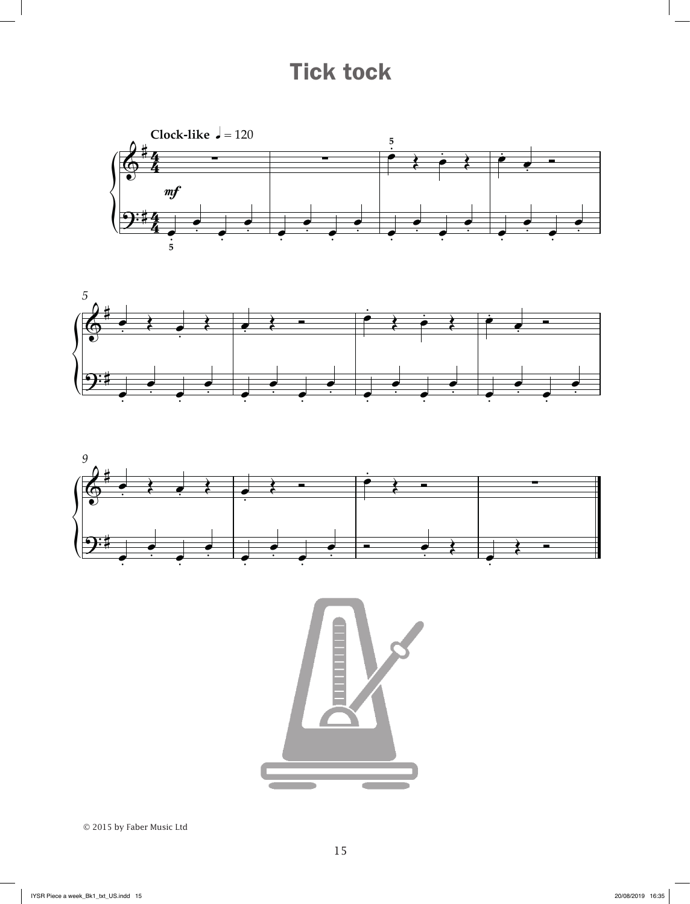# Tick tock

Clock-like ♩ = 120

© 2015 by Faber Music Ltd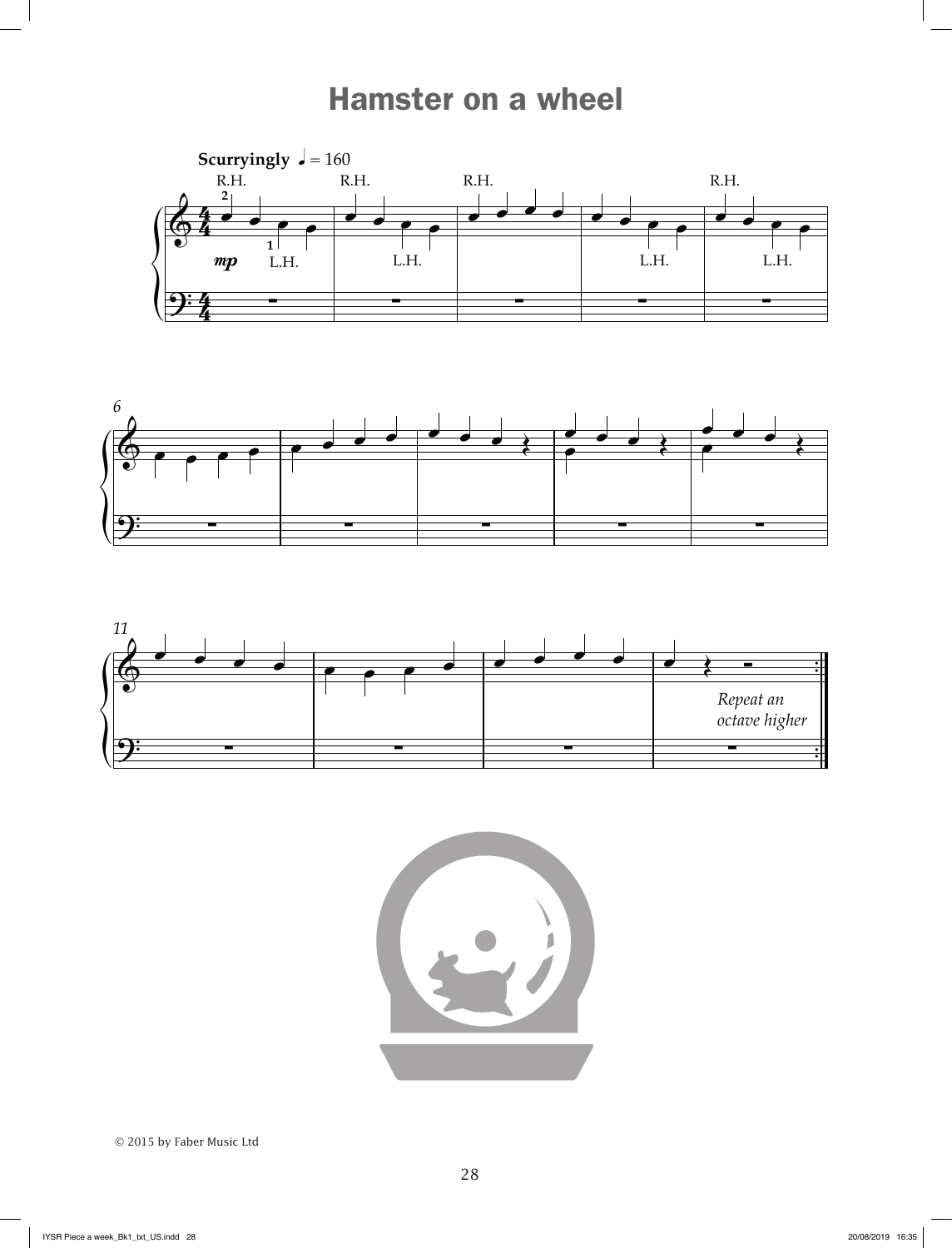# Hamster on a wheel

**Scrurryingly** ♩ = 160

© 2015 by Faber Music Ltd

# Hamster on a wheel

**Scurryingly** ♩ = 160

R.H. R.H. R.H. R.H.

*mp* L.H. L.H. L.H. L.H.

*Repeat an octave higher*

© 2015 by Faber Music Ltd